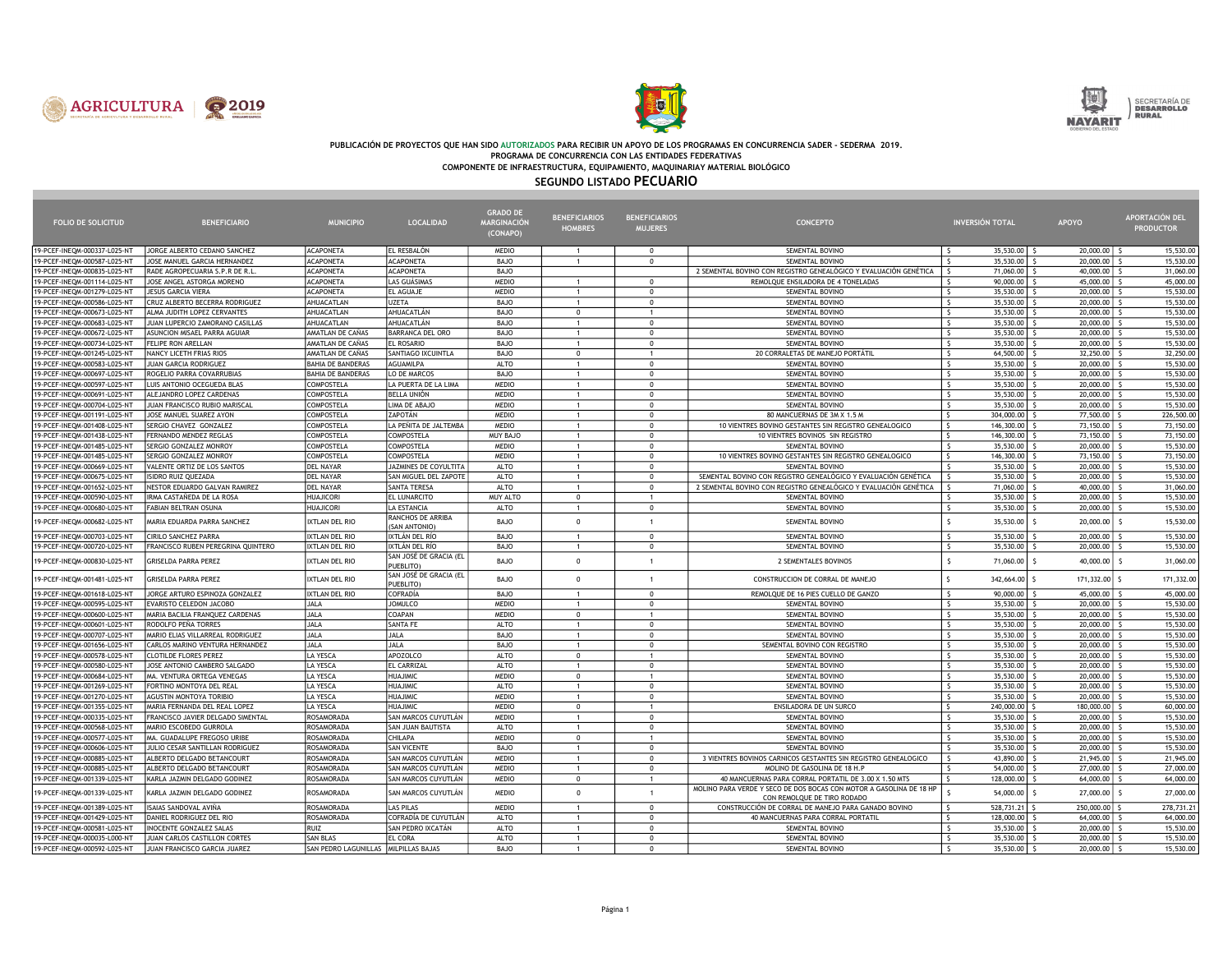PUBLICACIÓN DE PROYECTOS QUE HAN SIDO AUTORIZADOS PARA RECIBIR UN APOYO DE LOS PROGRAMAS EN CONCURRENCIA SADER - SEDERMA 2019.

PROGRAMA DE CONCURRENCIA CON LAS ENTIDADES FEDERATIVAS

COMPONENTE DE INFRAESTRUCTURA, EQUIPAMIENTO, MAQUINARIAY MATERIAL BIOLÓGICO

## SEGUNDO LISTADO PECUARIO

| FOLIO DE SOLICITUD | BENEFICIARIO | MUNICIPIO | LOCALIDAD | GRADO DE MARGINACIÓN (CONAPO) | BENEFICIARIOS HOMBRES | BENEFICIARIOS MUJERES | CONCEPTO | INVERSIÓN TOTAL | APOYO | APORTACIÓN DEL PRODUCTOR |
|---|---|---|---|---|---|---|---|---|---|---|
| 19-PCEF-INEQM-000337-L025-NT | JORGE ALBERTO CEDANO SANCHEZ | ACAPONETA | EL RESBALÓN | MEDIO | 1 | 0 | SEMENTAL BOVINO | $ 35,530.00 | $ 20,000.00 | $ 15,530.00 |
| 19-PCEF-INEQM-000587-L025-NT | JOSE MANUEL GARCIA HERNANDEZ | ACAPONETA | ACAPONETA | BAJO | 1 | 0 | SEMENTAL BOVINO | $ 35,530.00 | $ 20,000.00 | $ 15,530.00 |
| 19-PCEF-INEQM-000835-L025-NT | RADE AGROPECUARIA S.P.R DE R.L. | ACAPONETA | ACAPONETA | BAJO | | | 2 SEMENTAL BOVINO CON REGISTRO GENEALÓGICO Y EVALUACIÓN GENÉTICA | $ 71,060.00 | $ 40,000.00 | $ 31,060.00 |
| 19-PCEF-INEQM-001114-L025-NT | JOSE ANGEL ASTORGA MORENO | ACAPONETA | LAS GUÁSIMAS | MEDIO | 1 | 0 | REMOLQUE ENSILADORA DE 4 TONELADAS | $ 90,000.00 | $ 45,000.00 | $ 45,000.00 |
| 19-PCEF-INEQM-001279-L025-NT | JESUS GARCIA VIERA | ACAPONETA | EL AGUAJE | MEDIO | 1 | 0 | SEMENTAL BOVINO | $ 35,530.00 | $ 20,000.00 | $ 15,530.00 |
| 19-PCEF-INEQM-000586-L025-NT | CRUZ ALBERTO BECERRA RODRIGUEZ | AHUACATLAN | UZETA | BAJO | 1 | 0 | SEMENTAL BOVINO | $ 35,530.00 | $ 20,000.00 | $ 15,530.00 |
| 19-PCEF-INEQM-000673-L025-NT | ALMA JUDITH LOPEZ CERVANTES | AHUACATLAN | AHUACATLÁN | BAJO | 0 | 1 | SEMENTAL BOVINO | $ 35,530.00 | $ 20,000.00 | $ 15,530.00 |
| 19-PCEF-INEQM-000683-L025-NT | JUAN LUPERCIO ZAMORANO CASILLAS | AHUACATLAN | AHUACATLÁN | BAJO | 1 | 0 | SEMENTAL BOVINO | $ 35,530.00 | $ 20,000.00 | $ 15,530.00 |
| 19-PCEF-INEQM-000672-L025-NT | ASUNCION MISAEL PARRA AGUIAR | AMATLAN DE CAÑAS | BARRANCA DEL ORO | BAJO | 1 | 0 | SEMENTAL BOVINO | $ 35,530.00 | $ 20,000.00 | $ 15,530.00 |
| 19-PCEF-INEQM-000734-L025-NT | FELIPE RON ARELLAN | AMATLAN DE CAÑAS | EL ROSARIO | BAJO | 1 | 0 | SEMENTAL BOVINO | $ 35,530.00 | $ 20,000.00 | $ 15,530.00 |
| 19-PCEF-INEQM-001245-L025-NT | NANCY LICETH FRIAS RIOS | AMATLAN DE CAÑAS | SANTIAGO IXCUINTLA | BAJO | 0 | 1 | 20 CORRALETAS DE MANEJO PORTÁTIL | $ 64,500.00 | $ 32,250.00 | $ 32,250.00 |
| 19-PCEF-INEQM-000583-L025-NT | JUAN GARCIA RODRIGUEZ | BAHIA DE BANDERAS | AGUAMILPA | ALTO | 1 | 0 | SEMENTAL BOVINO | $ 35,530.00 | $ 20,000.00 | $ 15,530.00 |
| 19-PCEF-INEQM-000697-L025-NT | ROGELIO PARRA COVARRUBIAS | BAHIA DE BANDERAS | LO DE MARCOS | BAJO | 1 | 0 | SEMENTAL BOVINO | $ 35,530.00 | $ 20,000.00 | $ 15,530.00 |
| 19-PCEF-INEQM-000597-L025-NT | LUIS ANTONIO OCEGUEDA BLAS | COMPOSTELA | LA PUERTA DE LA LIMA | MEDIO | 1 | 0 | SEMENTAL BOVINO | $ 35,530.00 | $ 20,000.00 | $ 15,530.00 |
| 19-PCEF-INEQM-000691-L025-NT | ALEJANDRO LOPEZ CARDENAS | COMPOSTELA | BELLA UNIÓN | MEDIO | 1 | 0 | SEMENTAL BOVINO | $ 35,530.00 | $ 20,000.00 | $ 15,530.00 |
| 19-PCEF-INEQM-000704-L025-NT | JUAN FRANCISCO RUBIO MARISCAL | COMPOSTELA | LIMA DE ABAJO | MEDIO | 1 | 0 | SEMENTAL BOVINO | $ 35,530.00 | $ 20,000.00 | $ 15,530.00 |
| 19-PCEF-INEQM-001191-L025-NT | JOSE MANUEL SUAREZ AYON | COMPOSTELA | ZAPOTÁN | MEDIO | 1 | 0 | 80 MANCUERNAS DE 3M X 1.5 M | $ 304,000.00 | $ 77,500.00 | $ 226,500.00 |
| 19-PCEF-INEQM-001408-L025-NT | SERGIO CHAVEZ GONZALEZ | COMPOSTELA | LA PEÑITA DE JALTEMBA | MEDIO | 1 | 0 | 10 VIENTRES BOVINO GESTANTES SIN REGISTRO GENEALOGICO | $ 146,300.00 | $ 73,150.00 | $ 73,150.00 |
| 19-PCEF-INEQM-001438-L025-NT | FERNANDO MENDEZ REGLAS | COMPOSTELA | COMPOSTELA | MUY BAJO | 1 | 0 | 10 VIENTRES BOVINOS SIN REGISTRO | $ 146,300.00 | $ 73,150.00 | $ 73,150.00 |
| 19-PCEF-INEQM-001485-L025-NT | SERGIO GONZALEZ MONROY | COMPOSTELA | COMPOSTELA | MEDIO | 1 | 0 | SEMENTAL BOVINO | $ 35,530.00 | $ 20,000.00 | $ 15,530.00 |
| 19-PCEF-INEQM-001485-L025-NT | SERGIO GONZALEZ MONROY | COMPOSTELA | COMPOSTELA | MEDIO | 1 | 0 | 10 VIENTRES BOVINO GESTANTES SIN REGISTRO GENEALOGICO | $ 146,300.00 | $ 73,150.00 | $ 73,150.00 |
| 19-PCEF-INEQM-000669-L025-NT | VALENTE ORTIZ DE LOS SANTOS | DEL NAYAR | JAZMINES DE COYULTITA | ALTO | 1 | 0 | SEMENTAL BOVINO | $ 35,530.00 | $ 20,000.00 | $ 15,530.00 |
| 19-PCEF-INEQM-000675-L025-NT | ISIDRO RUIZ QUEZADA | DEL NAYAR | SAN MIGUEL DEL ZAPOTE | ALTO | 1 | 0 | SEMENTAL BOVINO CON REGISTRO GENEALÓGICO Y EVALUACIÓN GENÉTICA | $ 35,530.00 | $ 20,000.00 | $ 15,530.00 |
| 19-PCEF-INEQM-001652-L025-NT | NESTOR EDUARDO GALVAN RAMIREZ | DEL NAYAR | SANTA TERESA | ALTO | 1 | 0 | 2 SEMENTAL BOVINO CON REGISTRO GENEALÓGICO Y EVALUACIÓN GENÉTICA | $ 71,060.00 | $ 40,000.00 | $ 31,060.00 |
| 19-PCEF-INEQM-000590-L025-NT | IRMA CASTAÑEDA DE LA ROSA | HUAJICORI | EL LUNARCITO | MUY ALTO | 0 | 1 | SEMENTAL BOVINO | $ 35,530.00 | $ 20,000.00 | $ 15,530.00 |
| 19-PCEF-INEQM-000680-L025-NT | FABIAN BELTRAN OSUNA | HUAJICORI | LA ESTANCIA | ALTO | 1 | 0 | SEMENTAL BOVINO | $ 35,530.00 | $ 20,000.00 | $ 15,530.00 |
| 19-PCEF-INEQM-000682-L025-NT | MARIA EDUARDA PARRA SANCHEZ | IXTLAN DEL RIO | RANCHOS DE ARRIBA (SAN ANTONIO) | BAJO | 0 | 1 | SEMENTAL BOVINO | $ 35,530.00 | $ 20,000.00 | $ 15,530.00 |
| 19-PCEF-INEQM-000703-L025-NT | CIRILO SANCHEZ PARRA | IXTLAN DEL RIO | IXTLÁN DEL RÍO | BAJO | 1 | 0 | SEMENTAL BOVINO | $ 35,530.00 | $ 20,000.00 | $ 15,530.00 |
| 19-PCEF-INEQM-000720-L025-NT | FRANCISCO RUBEN PEREGRINA QUINTERO | IXTLAN DEL RIO | IXTLÁN DEL RÍO | BAJO | 1 | 0 | SEMENTAL BOVINO | $ 35,530.00 | $ 20,000.00 | $ 15,530.00 |
| 19-PCEF-INEQM-000830-L025-NT | GRISELDA PARRA PEREZ | IXTLAN DEL RIO | SAN JOSÉ DE GRACIA (EL PUEBLITO) | BAJO | 0 | 1 | 2 SEMENTALES BOVINOS | $ 71,060.00 | $ 40,000.00 | $ 31,060.00 |
| 19-PCEF-INEQM-001481-L025-NT | GRISELDA PARRA PEREZ | IXTLAN DEL RIO | SAN JOSÉ DE GRACIA (EL PUEBLITO) | BAJO | 0 | 1 | CONSTRUCCION DE CORRAL DE MANEJO | $ 342,664.00 | $ 171,332.00 | $ 171,332.00 |
| 19-PCEF-INEQM-001618-L025-NT | JORGE ARTURO ESPINOZA GONZALEZ | IXTLAN DEL RIO | COFRADÍA | BAJO | 1 | 0 | REMOLQUE DE 16 PIES CUELLO DE GANZO | $ 90,000.00 | $ 45,000.00 | $ 45,000.00 |
| 19-PCEF-INEQM-000595-L025-NT | EVARISTO CELEDON JACOBO | JALA | JOMULCO | MEDIO | 1 | 0 | SEMENTAL BOVINO | $ 35,530.00 | $ 20,000.00 | $ 15,530.00 |
| 19-PCEF-INEQM-000600-L025-NT | MARIA BACILIA FRANQUEZ CARDENAS | JALA | COAPAN | MEDIO | 0 | 1 | SEMENTAL BOVINO | $ 35,530.00 | $ 20,000.00 | $ 15,530.00 |
| 19-PCEF-INEQM-000601-L025-NT | RODOLFO PEÑA TORRES | JALA | SANTA FE | ALTO | 1 | 0 | SEMENTAL BOVINO | $ 35,530.00 | $ 20,000.00 | $ 15,530.00 |
| 19-PCEF-INEQM-000707-L025-NT | MARIO ELIAS VILLARREAL RODRIGUEZ | JALA | JALA | BAJO | 1 | 0 | SEMENTAL BOVINO | $ 35,530.00 | $ 20,000.00 | $ 15,530.00 |
| 19-PCEF-INEQM-001656-L025-NT | CARLOS MARINO VENTURA HERNANDEZ | JALA | JALA | BAJO | 1 | 0 | SEMENTAL BOVINO CON REGISTRO | $ 35,530.00 | $ 20,000.00 | $ 15,530.00 |
| 19-PCEF-INEQM-000578-L025-NT | CLOTILDE FLORES PEREZ | LA YESCA | APOZOLCO | ALTO | 0 | 1 | SEMENTAL BOVINO | $ 35,530.00 | $ 20,000.00 | $ 15,530.00 |
| 19-PCEF-INEQM-000580-L025-NT | JOSE ANTONIO CAMBERO SALGADO | LA YESCA | EL CARRIZAL | ALTO | 1 | 0 | SEMENTAL BOVINO | $ 35,530.00 | $ 20,000.00 | $ 15,530.00 |
| 19-PCEF-INEQM-000684-L025-NT | MA. VENTURA ORTEGA VENEGAS | LA YESCA | HUAJIMIC | MEDIO | 0 | 1 | SEMENTAL BOVINO | $ 35,530.00 | $ 20,000.00 | $ 15,530.00 |
| 19-PCEF-INEQM-001269-L025-NT | FORTINO MONTOYA DEL REAL | LA YESCA | HUAJIMIC | ALTO | 1 | 0 | SEMENTAL BOVINO | $ 35,530.00 | $ 20,000.00 | $ 15,530.00 |
| 19-PCEF-INEQM-001270-L025-NT | AGUSTIN MONTOYA TORIBIO | LA YESCA | HUAJIMIC | MEDIO | 1 | 0 | SEMENTAL BOVINO | $ 35,530.00 | $ 20,000.00 | $ 15,530.00 |
| 19-PCEF-INEQM-001355-L025-NT | MARIA FERNANDA DEL REAL LOPEZ | LA YESCA | HUAJIMIC | MEDIO | 0 | 1 | ENSILADORA DE UN SURCO | $ 240,000.00 | $ 180,000.00 | $ 60,000.00 |
| 19-PCEF-INEQM-000335-L025-NT | FRANCISCO JAVIER DELGADO SIMENTAL | ROSAMORADA | SAN MARCOS CUYUTLÁN | MEDIO | 1 | 0 | SEMENTAL BOVINO | $ 35,530.00 | $ 20,000.00 | $ 15,530.00 |
| 19-PCEF-INEQM-000568-L025-NT | MARIO ESCOBEDO GURROLA | ROSAMORADA | SAN JUAN BAUTISTA | ALTO | 1 | 0 | SEMENTAL BOVINO | $ 35,530.00 | $ 20,000.00 | $ 15,530.00 |
| 19-PCEF-INEQM-000577-L025-NT | MA. GUADALUPE FREGOSO URIBE | ROSAMORADA | CHILAPA | MEDIO | 0 | 1 | SEMENTAL BOVINO | $ 35,530.00 | $ 20,000.00 | $ 15,530.00 |
| 19-PCEF-INEQM-000606-L025-NT | JULIO CESAR SANTILLAN RODRIGUEZ | ROSAMORADA | SAN VICENTE | BAJO | 1 | 0 | SEMENTAL BOVINO | $ 35,530.00 | $ 20,000.00 | $ 15,530.00 |
| 19-PCEF-INEQM-000885-L025-NT | ALBERTO DELGADO BETANCOURT | ROSAMORADA | SAN MARCOS CUYUTLÁN | MEDIO | 1 | 0 | 3 VIENTRES BOVINOS CARNICOS GESTANTES SIN REGISTRO GENEALOGICO | $ 43,890.00 | $ 21,945.00 | $ 21,945.00 |
| 19-PCEF-INEQM-000885-L025-NT | ALBERTO DELGADO BETANCOURT | ROSAMORADA | SAN MARCOS CUYUTLÁN | MEDIO | 1 | 0 | MOLINO DE GASOLINA DE 18 H.P | $ 54,000.00 | $ 27,000.00 | $ 27,000.00 |
| 19-PCEF-INEQM-001339-L025-NT | KARLA JAZMIN DELGADO GODINEZ | ROSAMORADA | SAN MARCOS CUYUTLÁN | MEDIO | 0 | 1 | 40 MANCUERNAS PARA CORRAL PORTATIL DE 3.00 X 1.50 MTS | $ 128,000.00 | $ 64,000.00 | $ 64,000.00 |
| 19-PCEF-INEQM-001339-L025-NT | KARLA JAZMIN DELGADO GODINEZ | ROSAMORADA | SAN MARCOS CUYUTLÁN | MEDIO | 0 | 1 | MOLINO PARA VERDE Y SECO DE DOS BOCAS CON MOTOR A GASOLINA DE 18 HP CON REMOLQUE DE TIRO RODADO | $ 54,000.00 | $ 27,000.00 | $ 27,000.00 |
| 19-PCEF-INEQM-001389-L025-NT | ISAIAS SANDOVAL AVIÑA | ROSAMORADA | LAS PILAS | MEDIO | 1 | 0 | CONSTRUCCIÓN DE CORRAL DE MANEJO PARA GANADO BOVINO | $ 528,731.21 | $ 250,000.00 | $ 278,731.21 |
| 19-PCEF-INEQM-001429-L025-NT | DANIEL RODRIGUEZ DEL RIO | ROSAMORADA | COFRADÍA DE CUYUTLÁN | ALTO | 1 | 0 | 40 MANCUERNAS PARA CORRAL PORTATIL | $ 128,000.00 | $ 64,000.00 | $ 64,000.00 |
| 19-PCEF-INEQM-000581-L025-NT | INOCENTE GONZALEZ SALAS | RUIZ | SAN PEDRO IXCATÁN | ALTO | 1 | 0 | SEMENTAL BOVINO | $ 35,530.00 | $ 20,000.00 | $ 15,530.00 |
| 19-PCEF-INEQM-000035-L000-NT | JUAN CARLOS CASTILLON CORTES | SAN BLAS | EL CORA | ALTO | 1 | 0 | SEMENTAL BOVINO | $ 35,530.00 | $ 20,000.00 | $ 15,530.00 |
| 19-PCEF-INEQM-000592-L025-NT | JUAN FRANCISCO GARCIA JUAREZ | SAN PEDRO LAGUNILLAS | MILPILLAS BAJAS | BAJO | 1 | 0 | SEMENTAL BOVINO | $ 35,530.00 | $ 20,000.00 | $ 15,530.00 |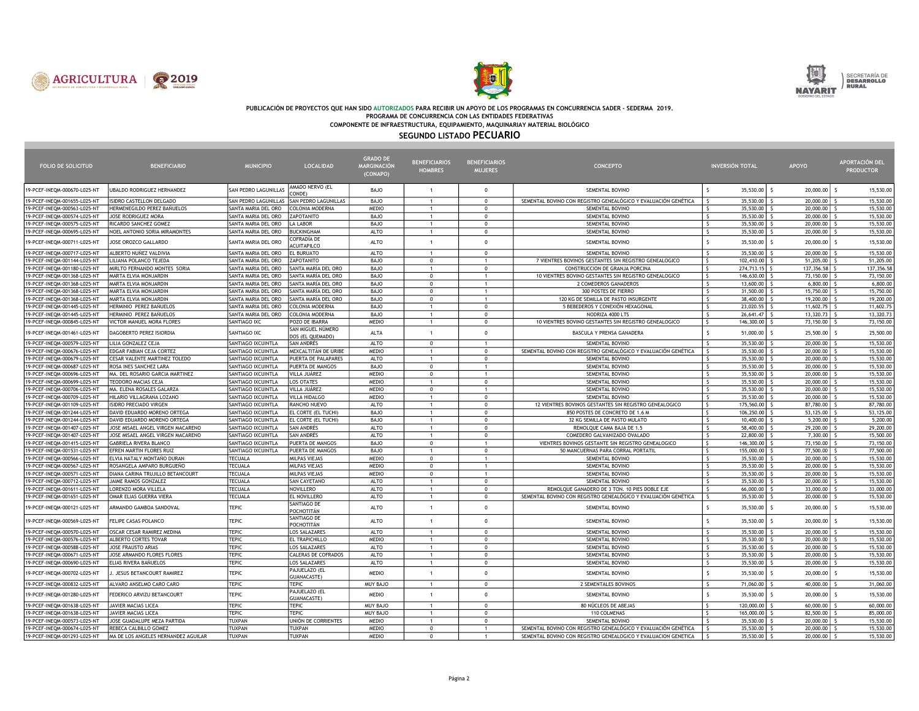PUBLICACIÓN DE PROYECTOS QUE HAN SIDO AUTORIZADOS PARA RECIBIR UN APOYO DE LOS PROGRAMAS EN CONCURRENCIA SADER - SEDERMA 2019.

PROGRAMA DE CONCURRENCIA CON LAS ENTIDADES FEDERATIVAS

COMPONENTE DE INFRAESTRUCTURA, EQUIPAMIENTO, MAQUINARIAY MATERIAL BIOLÓGICO

## SEGUNDO LISTADO PECUARIO

| FOLIO DE SOLICITUD | BENEFICIARIO | MUNICIPIO | LOCALIDAD | GRADO DE MARGINACIÓN (CONAPO) | BENEFICIARIOS HOMBRES | BENEFICIARIOS MUJERES | CONCEPTO | INVERSIÓN TOTAL | APOYO | APORTACIÓN DEL PRODUCTOR |
|---|---|---|---|---|---|---|---|---|---|---|
| 19-PCEF-INEQM-000670-L025-NT | UBALDO RODRIGUEZ HERNANDEZ | SAN PEDRO LAGUNILLAS | AMADO NERVO (EL CONDE) | BAJO | 1 | 0 | SEMENTAL BOVINO | $ 35,530.00 | $ 20,000.00 | $ 15,530.00 |
| 19-PCEF-INEQM-001655-L025-NT | ISIDRO CASTELLON DELGADO | SAN PEDRO LAGUNILLAS | SAN PEDRO LAGUNILLAS | BAJO | 1 | 0 | SEMENTAL BOVINO CON REGISTRO GENEALÓGICO Y EVALUACIÓN GENÉTICA | $ 35,530.00 | $ 20,000.00 | $ 15,530.00 |
| 19-PCEF-INEQM-000563-L025-NT | HERMENEGILDO PEREZ BAÑUELOS | SANTA MARIA DEL ORO | COLONIA MODERNA | MEDIO | 1 | 0 | SEMENTAL BOVINO | $ 35,530.00 | $ 20,000.00 | $ 15,530.00 |
| 19-PCEF-INEQM-000574-L025-NT | JOSE RODRIGUEZ MORA | SANTA MARIA DEL ORO | ZAPOTANITO | BAJO | 1 | 0 | SEMENTAL BOVINO | $ 35,530.00 | $ 20,000.00 | $ 15,530.00 |
| 19-PCEF-INEQM-000575-L025-NT | RICARDO SANCHEZ GOMEZ | SANTA MARIA DEL ORO | LA LABOR | BAJO | 1 | 0 | SEMENTAL BOVINO | $ 35,530.00 | $ 20,000.00 | $ 15,530.00 |
| 19-PCEF-INEQM-000695-L025-NT | NOEL ANTONIO SORIA MIRAMONTES | SANTA MARIA DEL ORO | BUCKINGHAM | ALTO | 1 | 0 | SEMENTAL BOVINO | $ 35,530.00 | $ 20,000.00 | $ 15,530.00 |
| 19-PCEF-INEQM-000711-L025-NT | JOSE OROZCO GALLARDO | SANTA MARIA DEL ORO | COFRADÍA DE ACUITAPILCO | ALTO | 1 | 0 | SEMENTAL BOVINO | $ 35,530.00 | $ 20,000.00 | $ 15,530.00 |
| 19-PCEF-INEQM-000717-L025-NT | ALBERTO NUÑEZ VALDIVIA | SANTA MARIA DEL ORO | EL BURUATO | ALTO | 1 | 0 | SEMENTAL BOVINO | $ 35,530.00 | $ 20,000.00 | $ 15,530.00 |
| 19-PCEF-INEQM-001144-L025-NT | LILIANA POLANCO TEJEDA | SANTA MARIA DEL ORO | ZAPOTANITO | BAJO | 0 | 1 | 7 VIENTRES BOVINOS GESTANTES SIN REGISTRO GENEALOGICO | $ 102,410.00 | $ 51,205.00 | $ 51,205.00 |
| 19-PCEF-INEQM-001180-L025-NT | MIRLTO FERNANDO MONTES SORIA | SANTA MARIA DEL ORO | SANTA MARÍA DEL ORO | BAJO | 1 | 0 | CONSTRUCCION DE GRANJA PORCINA | $ 274,713.15 | $ 137,356.58 | $ 137,356.58 |
| 19-PCEF-INEQM-001368-L025-NT | MARTA ELVIA MONJARDIN | SANTA MARIA DEL ORO | SANTA MARÍA DEL ORO | BAJO | 0 | 1 | 10 VIENTRES BOVINOS GESTANTES SIN REGISTRO GENEALOGICO | $ 146,630.00 | $ 73,150.00 | $ 73,150.00 |
| 19-PCEF-INEQM-001368-L025-NT | MARTA ELVIA MONJARDIN | SANTA MARIA DEL ORO | SANTA MARÍA DEL ORO | BAJO | 0 | 1 | 2 COMEDEROS GANADEROS | $ 13,600.00 | $ 6,800.00 | $ 6,800.00 |
| 19-PCEF-INEQM-001368-L025-NT | MARTA ELVIA MONJARDIN | SANTA MARIA DEL ORO | SANTA MARÍA DEL ORO | BAJO | 0 | 1 | 300 POSTES DE FIERRO | $ 31,500.00 | $ 15,750.00 | $ 15,750.00 |
| 19-PCEF-INEQM-001368-L025-NT | MARTA ELVIA MONJARDIN | SANTA MARIA DEL ORO | SANTA MARÍA DEL ORO | BAJO | 0 | 1 | 120 KG DE SEMILLA DE PASTO INSURGENTE | $ 38,400.00 | $ 19,200.00 | $ 19,200.00 |
| 19-PCEF-INEQM-001445-L025-NT | HERMINIO PEREZ BAÑUELOS | SANTA MARIA DEL ORO | COLONIA MODERNA | BAJO | 1 | 0 | 5 BEBEDEROS Y CONEXIÓN HEXAGONAL | $ 23,020.55 | $ 11,602.75 | $ 11,602.75 |
| 19-PCEF-INEQM-001445-L025-NT | HERMINIO PEREZ BAÑUELOS | SANTA MARIA DEL ORO | COLONIA MODERNA | BAJO | 1 | 0 | NODRIZA 4000 LTS | $ 26,641.47 | $ 13,320.73 | $ 13,320.73 |
| 19-PCEF-INEQM-000845-L025-NT | VICTOR MANUEL MORA FLORES | SANTIAGO IXC | POZO DE IBARRA | MEDIO | 1 | 0 | 10 VIENTRES BOVINO GESTANTES SIN REGISTRO GENEALOGICO | $ 146,300.00 | $ 73,150.00 | $ 73,150.00 |
| 19-PCEF-INEQM-001461-L025-NT | DAGOBERTO PEREZ ISIORDIA | SANTIAGO IXC | SAN MIGUEL NÚMERO DOS (EL QUEMADO) | ALTA | 1 | 0 | BASCULA Y PRENSA GANADERA | $ 51,000.00 | $ 25,500.00 | $ 25,500.00 |
| 19-PCEF-INEQM-000579-L025-NT | LILIA GONZALEZ CEJA | SANTIAGO IXCUINTLA | SAN ANDRÉS | ALTO | 0 | 1 | SEMENTAL BOVINO | $ 35,530.00 | $ 20,000.00 | $ 15,530.00 |
| 19-PCEF-INEQM-000676-L025-NT | EDGAR FABIAN CEJA CORTEZ | SANTIAGO IXCUINTLA | MEXCALTITÁN DE URIBE | MEDIO | 1 | 0 | SEMENTAL BOVINO CON REGISTRO GENEALÓGICO Y EVALUACIÓN GENÉTICA | $ 35,530.00 | $ 20,000.00 | $ 15,530 |
| 19-PCEF-INEQM-000679-L025-NT | CESAR VALENTE MARTINEZ TOLEDO | SANTIAGO IXCUINTLA | PUERTA DE PALAPARES | ALTO | 1 | 0 | SEMENTAL BOVINO | $ 35,530.00 | $ 20,000.00 | $ 15,530.00 |
| 19-PCEF-INEQM-000687-L025-NT | ROSA INES SANCHEZ LARA | SANTIAGO IXCUINTLA | PUERTA DE MANGOS | BAJO | 0 | 1 | SEMENTAL BOVINO | $ 35,530.00 | $ 20,000.00 | $ 15,530.00 |
| 19-PCEF-INEQM-000696-L025-NT | MA. DEL ROSARIO GARCIA MARTINEZ | SANTIAGO IXCUINTLA | VILLA JUÁREZ | MEDIO | 0 | 1 | SEMENTAL BOVINO | $ 35,530.00 | $ 20,000.00 | $ 15,530.00 |
| 19-PCEF-INEQM-000699-L025-NT | TEODORO MACIAS CEJA | SANTIAGO IXCUINTLA | LOS OTATES | MEDIO | 1 | 0 | SEMENTAL BOVINO | $ 35,530.00 | $ 20,000.00 | $ 15,530.00 |
| 19-PCEF-INEQM-000706-L025-NT | MA. ELENA ROSALES GALARZA | SANTIAGO IXCUINTLA | VILLA JUÁREZ | MEDIO | 0 | 1 | SEMENTAL BOVINO | $ 35,530.00 | $ 20,000.00 | $ 15,530.00 |
| 19-PCEF-INEQM-000709-L025-NT | HILARIO VILLAGRANA LOZANO | SANTIAGO IXCUINTLA | VILLA HIDALGO | MEDIO | 1 | 0 | SEMENTAL BOVINO | $ 35,530.00 | $ 20,000.00 | $ 15,530.00 |
| 19-PCEF-INEQM-001109-L025-NT | ISIDRO PRECIADO VIRGEN | SANTIAGO IXCUINTLA | RANCHO NUEVO | ALTO | 1 | 0 | 12 VIENTRES BOVINOS GESTANTES SIN REGISTRO GENEALOGICO | $ 175,560.00 | $ 87,780.00 | $ 87,780.00 |
| 19-PCEF-INEQM-001244-L025-NT | DAVID EDUARDO MORENO ORTEGA | SANTIAGO IXCUINTLA | EL CORTE (EL TUCHI) | BAJO | 1 | 0 | 850 POSTES DE CONCRETO DE 1.6 M | $ 106,250.00 | $ 53,125.00 | $ 53,125.00 |
| 19-PCEF-INEQM-001244-L025-NT | DAVID EDUARDO MORENO ORTEGA | SANTIAGO IXCUINTLA | EL CORTE (EL TUCHI) | BAJO | 1 | 0 | 32 KG SEMILLA DE PASTO MULATO | $ 10,400.00 | $ 5,200.00 | $ 5,200.00 |
| 19-PCEF-INEQM-001407-L025-NT | JOSE MISAEL ANGEL VIRGEN MACARENO | SANTIAGO IXCUINTLA | SAN ANDRÉS | ALTO | 1 | 0 | REMOLQUE CAMA BAJA DE 1.5 | $ 58,400.00 | $ 29,200.00 | $ 29,200.00 |
| 19-PCEF-INEQM-001407-L025-NT | JOSE MISAEL ANGEL VIRGEN MACARENO | SANTIAGO IXCUINTLA | SAN ANDRÉS | ALTO | 1 | 0 | COMEDERO GALVANIZADO OVALADO | $ 22,800.00 | $ 7,300.00 | $ 15,500.00 |
| 19-PCEF-INEQM-001415-L025-NT | GABRIELA RIVERA BLANCO | SANTIAGO IXCUINTLA | PUERTA DE MANGOS | BAJO | 0 | 1 | VIENTRES BOVINOS GESTANTE SIN REGISTRO GENEALOGICO | $ 146,300.00 | $ 73,150.00 | $ 73,150.00 |
| 19-PCEF-INEQM-001531-L025-NT | EFREN MARTIN FLORES RUIZ | SANTIAGO IXCUINTLA | PUERTA DE MANGOS | BAJO | 1 | 0 | 50 MANCUERNAS PARA CORRAL PORTATIL | $ 155,000.00 | $ 77,500.00 | $ 77,500.00 |
| 19-PCEF-INEQM-000566-L025-NT | ELVIA NATALY MONTAÑO DURAN | TECUALA | MILPAS VIEJAS | MEDIO | 0 | 1 | SEMENTAL BOVINO | $ 35,530.00 | $ 20,000.00 | $ 15,530.00 |
| 19-PCEF-INEQM-000567-L025-NT | ROSANGELA AMPARO BURGUEÑO | TECUALA | MILPAS VIEJAS | MEDIO | 0 | 1 | SEMENTAL BOVINO | $ 35,530.00 | $ 20,000.00 | $ 15,530.00 |
| 19-PCEF-INEQM-000571-L025-NT | DIANA CARINA TRUJILLO BETANCOURT | TECUALA | MILPAS VIEJAS | MEDIO | 0 | 1 | SEMENTAL BOVINO | $ 35,530.00 | $ 20,000.00 | $ 15,530.00 |
| 19-PCEF-INEQM-000712-L025-NT | JAIME RAMOS GONZALEZ | TECUALA | SAN CAYETANO | ALTO | 1 | 0 | SEMENTAL BOVINO | $ 35,530.00 | $ 20,000.00 | $ 15,530.00 |
| 19-PCEF-INEQM-001611-L025-NT | LORENZO MORA VILLELA | TECUALA | NOVILLERO | ALTO | 1 | 0 | REMOLQUE GANADERO DE 3 TON. 10 PIES DOBLE EJE | $ 66,000.00 | $ 33,000.00 | $ 33,000.00 |
| 19-PCEF-INEQM-001651-L025-NT | OMAR ELIAS GUERRA VIERA | TECUALA | EL NOVILLERO | ALTO | 1 | 0 | SEMENTAL BOVINO CON REGISTRO GENEALÓGICO Y EVALUACIÓN GENÉTICA | $ 35,530.00 | $ 20,000.00 | $ 15,530.00 |
| 19-PCEF-INEQM-000121-L025-NT | ARMANDO GAMBOA SANDOVAL | TEPIC | SANTIAGO DE POCHOTITÁN | ALTO | 1 | 0 | SEMENTAL BOVINO | $ 35,530.00 | $ 20,000.00 | $ 15,530.00 |
| 19-PCEF-INEQM-000569-L025-NT | FELIPE CASAS POLANCO | TEPIC | SANTIAGO DE POCHOTITÁN | ALTO | 1 | 0 | SEMENTAL BOVINO | $ 35,530.00 | $ 20,000.00 | $ 15,530.00 |
| 19-PCEF-INEQM-000570-L025-NT | OSCAR CESAR RAMIREZ MEDINA | TEPIC | LOS SALAZARES | ALTO | 1 | 0 | SEMENTAL BOVINO | $ 35,530.00 | $ 20,000.00 | $ 15,530.00 |
| 19-PCEF-INEQM-000576-L025-NT | ALBERTO CORTES TOVAR | TEPIC | EL TRAPICHILLO | MEDIO | 1 | 0 | SEMENTAL BOVINO | $ 35,530.00 | $ 20,000.00 | $ 15,530.00 |
| 19-PCEF-INEQM-000588-L025-NT | JOSE FRAUSTO ARIAS | TEPIC | LOS SALAZARES | ALTO | 1 | 0 | SEMENTAL BOVINO | $ 35,530.00 | $ 20,000.00 | $ 15,530.00 |
| 19-PCEF-INEQM-000671-L025-NT | JOSE ARMANDO FLORES FLORES | TEPIC | CALERAS DE COFRADOS | ALTO | 1 | 0 | SEMENTAL BOVINO | $ 35,530.00 | $ 20,000.00 | $ 15,530.00 |
| 19-PCEF-INEQM-000690-L025-NT | ELIAS RIVERA BAÑUELOS | TEPIC | LOS SALAZARES | ALTO | 1 | 0 | SEMENTAL BOVINO | $ 35,530.00 | $ 20,000.00 | $ 15,530.00 |
| 19-PCEF-INEQM-000702-L025-NT | J. JESUS BETANCOURT RAMIREZ | TEPIC | PAJUELAZO (EL GUANACASTE) | MEDIO | 1 | 0 | SEMENTAL BOVINO | $ 35,530.00 | $ 20,000.00 | $ 15,530.00 |
| 19-PCEF-INEQM-000832-L025-NT | ALVARO ANSELMO CARO CARO | TEPIC | TEPIC | MUY BAJO | 1 | 0 | 2 SEMENTALES BOVINOS | $ 71,060.00 | $ 40,000.00 | $ 31,060.00 |
| 19-PCEF-INEQM-001280-L025-NT | FEDERICO ARVIZU BETANCOURT | TEPIC | PAJUELAZO (EL GUANACASTE) | MEDIO | 1 | 0 | SEMENTAL BOVINO | $ 35,530.00 | $ 20,000.00 | $ 15,530.00 |
| 19-PCEF-INEQM-001638-L025-NT | JAVIER MACIAS LICEA | TEPIC | TEPIC | MUY BAJO | 1 | 0 | 80 NÚCLEOS DE ABEJAS | $ 120,000.00 | $ 60,000.00 | $ 60,000.00 |
| 19-PCEF-INEQM-001638-L025-NT | JAVIER MACIAS LICEA | TEPIC | TEPIC | MUY BAJO | 1 | 0 | 110 COLMENAS | $ 165,000.00 | $ 82,500.00 | $ 85,000.00 |
| 19-PCEF-INEQM-000573-L025-NT | JOSE GUADALUPE MEZA PARTIDA | TUXPAN | UNIÓN DE CORRIENTES | MEDIO | 1 | 0 | SEMENTAL BOVINO | $ 35,530.00 | $ 20,000.00 | $ 15,530.00 |
| 19-PCEF-INEQM-000674-L025-NT | REBECA CALBILLO GOMEZ | TUXPAN | TUXPAN | MEDIO | 0 | 1 | SEMENTAL BOVINO CON REGISTRO GENEALÓGICO Y EVALUACIÓN GENÉTICA | $ 35,530.00 | $ 20,000.00 | $ 15,530.00 |
| 19-PCEF-INEQM-001293-L025-NT | MA DE LOS ANGELES HERNANDEZ AGUILAR | TUXPAN | TUXPAN | MEDIO | 0 | 1 | SEMENTAL BOVINO CON REGISTRO GENEALOGICO Y EVALUACION GENETICA | $ 35,530.00 | $ 20,000.00 | $ 15,530.00 |